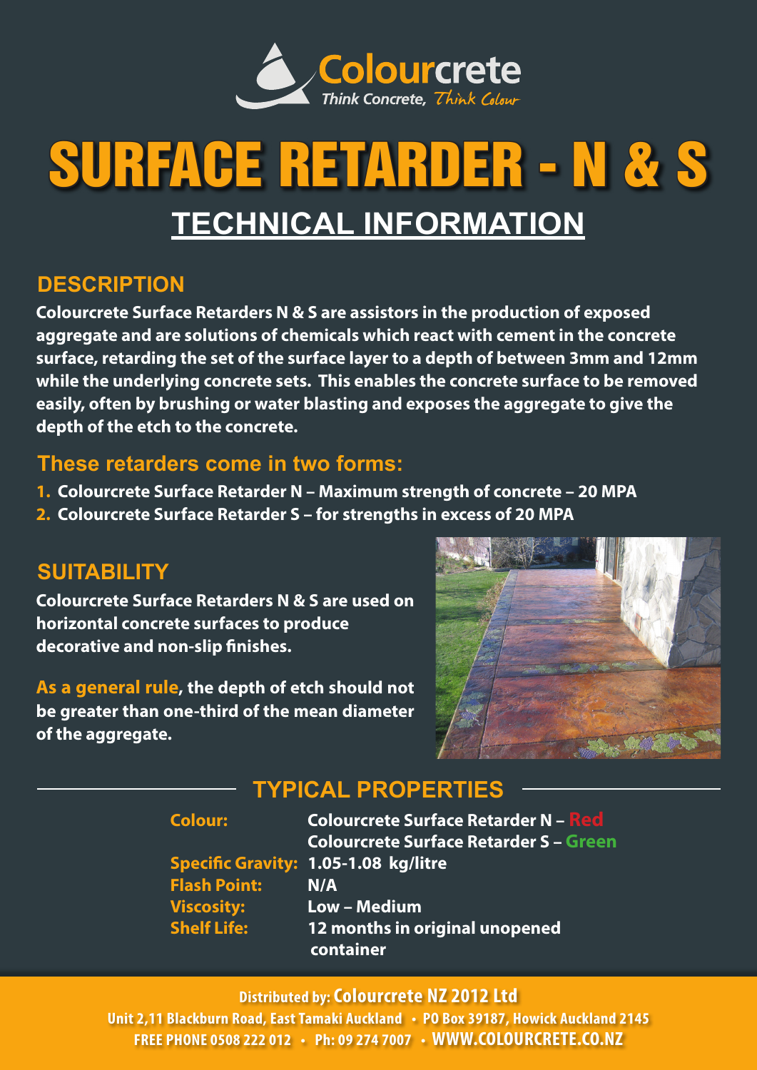Colourcrete
Think Concrete, Think Colour

# SURFACE RETARDER - N & S

## TECHNICAL INFORMATION

### DESCRIPTION

**Colourcrete Surface Retarders N & S are assistors in the production of exposed aggregate and are solutions of chemicals which react with cement in the concrete surface, retarding the set of the surface layer to a depth of between 3mm and 12mm while the underlying concrete sets. This enables the concrete surface to be removed easily, often by brushing or water blasting and exposes the aggregate to give the depth of the etch to the concrete.**

### These retarders come in two forms:

1. **Colourcrete Surface Retarder N – Maximum strength of concrete – 20 MPA**
2. **Colourcrete Surface Retarder S – for strengths in excess of 20 MPA**

### SUITABILITY

**Colourcrete Surface Retarders N & S are used on horizontal concrete surfaces to produce decorative and non-slip finishes.**

**As a general rule, the depth of etch should not be greater than one-third of the mean diameter of the aggregate.**

### TYPICAL PROPERTIES

| | |
|---|---|
| **Colour:** | **Colourcrete Surface Retarder N – Red**<br>**Colourcrete Surface Retarder S – Green** |
| **Specific Gravity:** | **1.05-1.08 kg/litre** |
| **Flash Point:** | **N/A** |
| **Viscosity:** | **Low – Medium** |
| **Shelf Life:** | **12 months in original unopened container** |

**Distributed by: Colourcrete NZ 2012 Ltd**
Unit 2,11 Blackburn Road, East Tamaki Auckland • PO Box 39187, Howick Auckland 2145
FREE PHONE 0508 222 012 • Ph: 09 274 7007 • WWW.COLOURCRETE.CO.NZ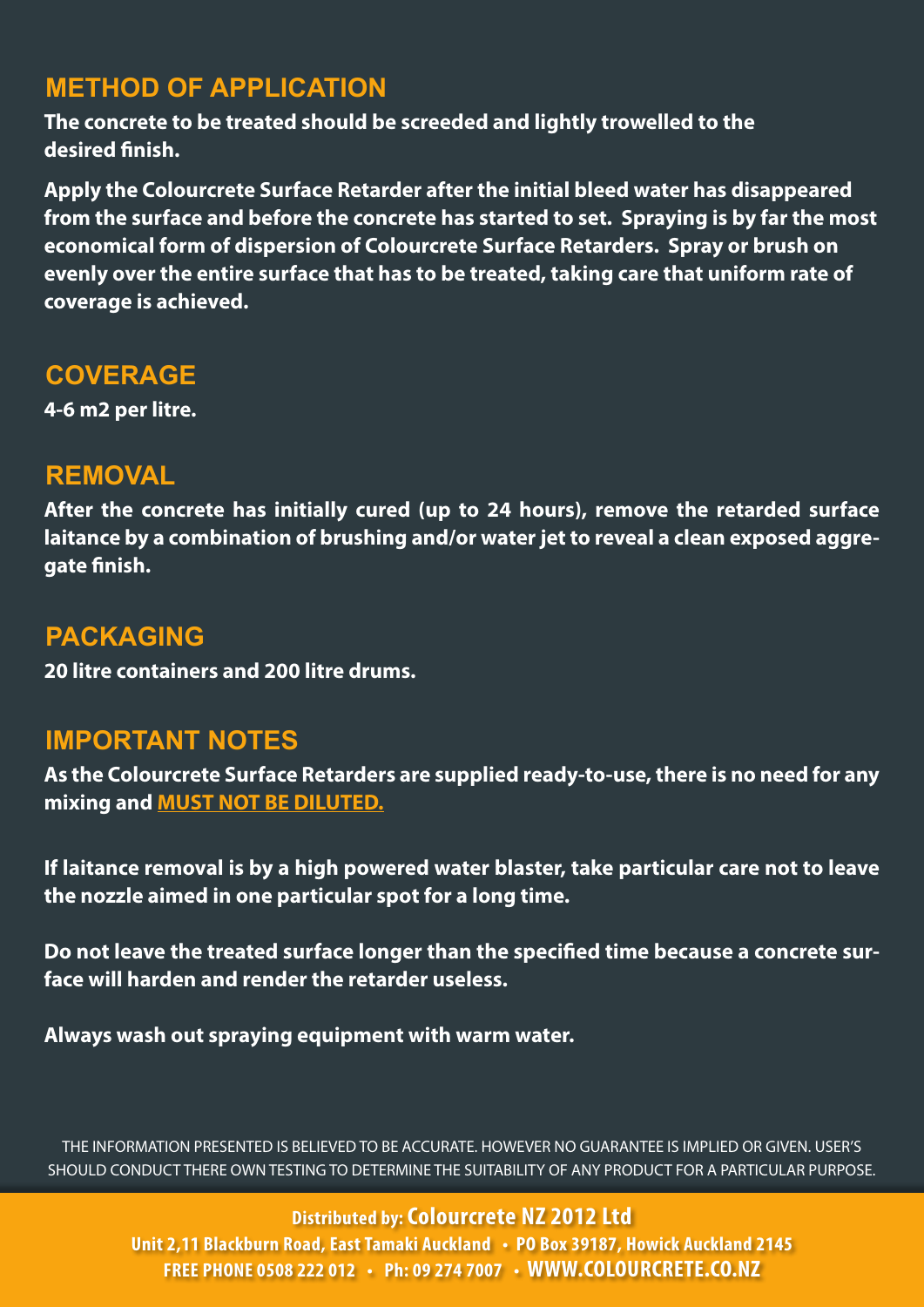## METHOD OF APPLICATION

**The concrete to be treated should be screeded and lightly trowelled to the desired finish.**

**Apply the Colourcrete Surface Retarder after the initial bleed water has disappeared from the surface and before the concrete has started to set. Spraying is by far the most economical form of dispersion of Colourcrete Surface Retarders. Spray or brush on evenly over the entire surface that has to be treated, taking care that uniform rate of coverage is achieved.**

## COVERAGE

**4-6 m2 per litre.**

## REMOVAL

**After the concrete has initially cured (up to 24 hours), remove the retarded surface laitance by a combination of brushing and/or water jet to reveal a clean exposed aggregate finish.**

## PACKAGING

**20 litre containers and 200 litre drums.**

## IMPORTANT NOTES

**As the Colourcrete Surface Retarders are supplied ready-to-use, there is no need for any mixing and <u>MUST NOT BE DILUTED.</u>**

**If laitance removal is by a high powered water blaster, take particular care not to leave the nozzle aimed in one particular spot for a long time.**

**Do not leave the treated surface longer than the specified time because a concrete surface will harden and render the retarder useless.**

**Always wash out spraying equipment with warm water.**

THE INFORMATION PRESENTED IS BELIEVED TO BE ACCURATE. HOWEVER NO GUARANTEE IS IMPLIED OR GIVEN. USER'S SHOULD CONDUCT THERE OWN TESTING TO DETERMINE THE SUITABILITY OF ANY PRODUCT FOR A PARTICULAR PURPOSE.

**Distributed by: Colourcrete NZ 2012 Ltd**
**Unit 2,11 Blackburn Road, East Tamaki Auckland • PO Box 39187, Howick Auckland 2145**
**FREE PHONE 0508 222 012 • Ph: 09 274 7007 • WWW.COLOURCRETE.CO.NZ**